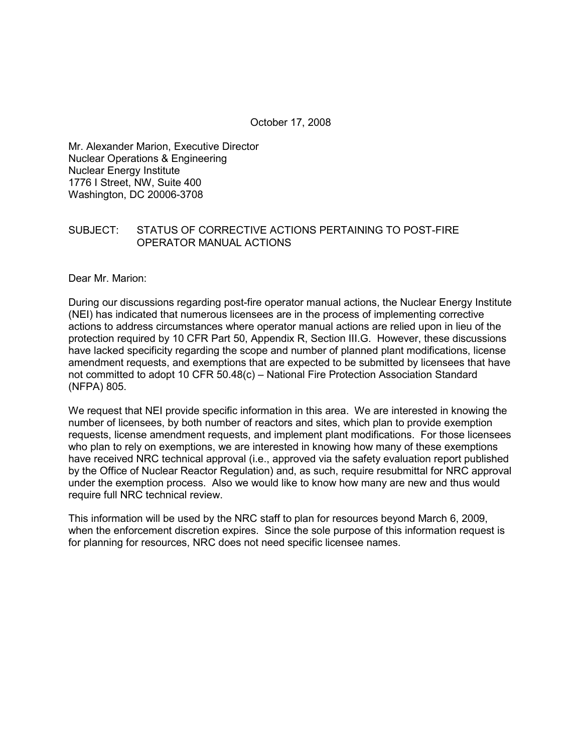October 17, 2008

Mr. Alexander Marion, Executive Director
Nuclear Operations & Engineering
Nuclear Energy Institute
1776 I Street, NW, Suite 400
Washington, DC 20006-3708

SUBJECT: STATUS OF CORRECTIVE ACTIONS PERTAINING TO POST-FIRE OPERATOR MANUAL ACTIONS

Dear Mr. Marion:

During our discussions regarding post-fire operator manual actions, the Nuclear Energy Institute (NEI) has indicated that numerous licensees are in the process of implementing corrective actions to address circumstances where operator manual actions are relied upon in lieu of the protection required by 10 CFR Part 50, Appendix R, Section III.G. However, these discussions have lacked specificity regarding the scope and number of planned plant modifications, license amendment requests, and exemptions that are expected to be submitted by licensees that have not committed to adopt 10 CFR 50.48(c) – National Fire Protection Association Standard (NFPA) 805.

We request that NEI provide specific information in this area. We are interested in knowing the number of licensees, by both number of reactors and sites, which plan to provide exemption requests, license amendment requests, and implement plant modifications. For those licensees who plan to rely on exemptions, we are interested in knowing how many of these exemptions have received NRC technical approval (i.e., approved via the safety evaluation report published by the Office of Nuclear Reactor Regulation) and, as such, require resubmittal for NRC approval under the exemption process. Also we would like to know how many are new and thus would require full NRC technical review.

This information will be used by the NRC staff to plan for resources beyond March 6, 2009, when the enforcement discretion expires. Since the sole purpose of this information request is for planning for resources, NRC does not need specific licensee names.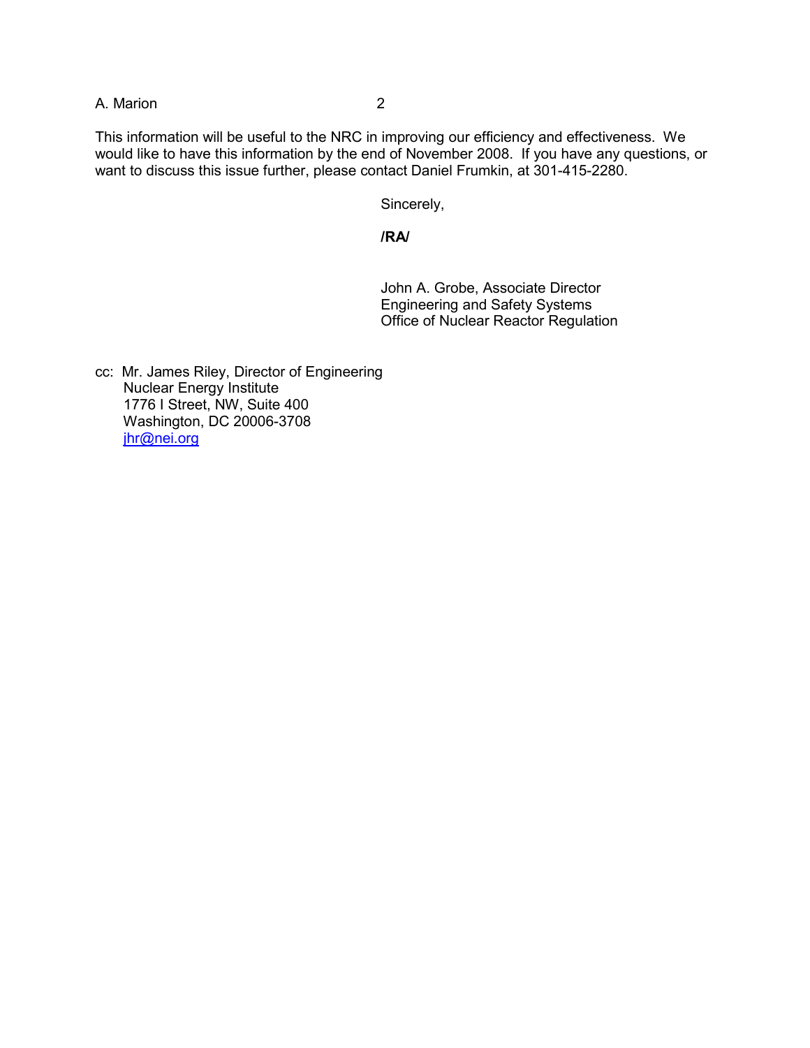This information will be useful to the NRC in improving our efficiency and effectiveness. We would like to have this information by the end of November 2008. If you have any questions, or want to discuss this issue further, please contact Daniel Frumkin, at 301-415-2280.

Sincerely,

**/RA/**

John A. Grobe, Associate Director
Engineering and Safety Systems
Office of Nuclear Reactor Regulation

cc: Mr. James Riley, Director of Engineering
Nuclear Energy Institute
1776 I Street, NW, Suite 400
Washington, DC 20006-3708
jhr@nei.org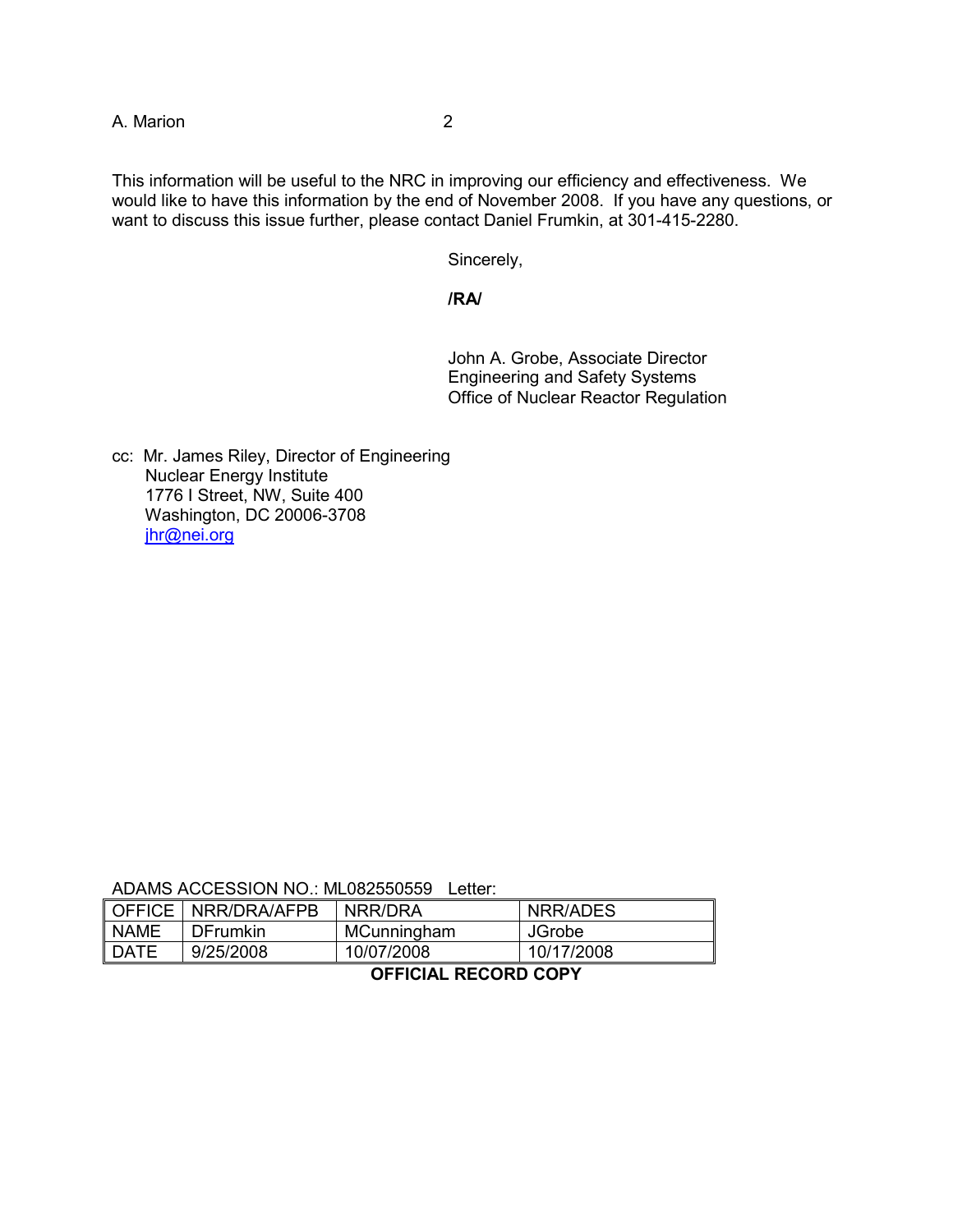This information will be useful to the NRC in improving our efficiency and effectiveness. We would like to have this information by the end of November 2008. If you have any questions, or want to discuss this issue further, please contact Daniel Frumkin, at 301-415-2280.

Sincerely,

**/RA/**

John A. Grobe, Associate Director
Engineering and Safety Systems
Office of Nuclear Reactor Regulation

cc: Mr. James Riley, Director of Engineering
Nuclear Energy Institute
1776 I Street, NW, Suite 400
Washington, DC 20006-3708
jhr@nei.org

ADAMS ACCESSION NO.: ML082550559 Letter:

| OFFICE | NRR/DRA/AFPB | NRR/DRA | NRR/ADES |
|---|---|---|---|
| NAME | DFrumkin | MCunningham | JGrobe |
| DATE | 9/25/2008 | 10/07/2008 | 10/17/2008 |

**OFFICIAL RECORD COPY**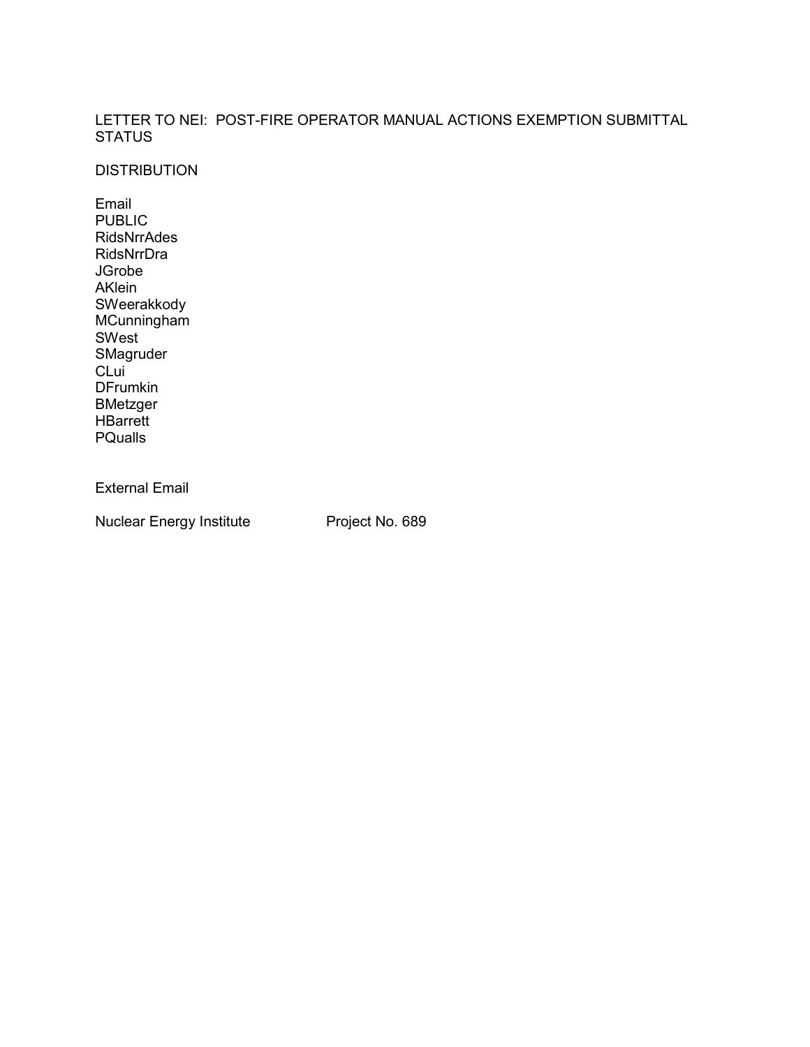LETTER TO NEI: POST-FIRE OPERATOR MANUAL ACTIONS EXEMPTION SUBMITTAL STATUS

DISTRIBUTION

Email
PUBLIC
RidsNrrAdes
RidsNrrDra
JGrobe
AKlein
SWeerakkody
MCunningham
SWest
SMagruder
CLui
DFrumkin
BMetzger
HBarrett
PQualls

External Email

Nuclear Energy Institute Project No. 689